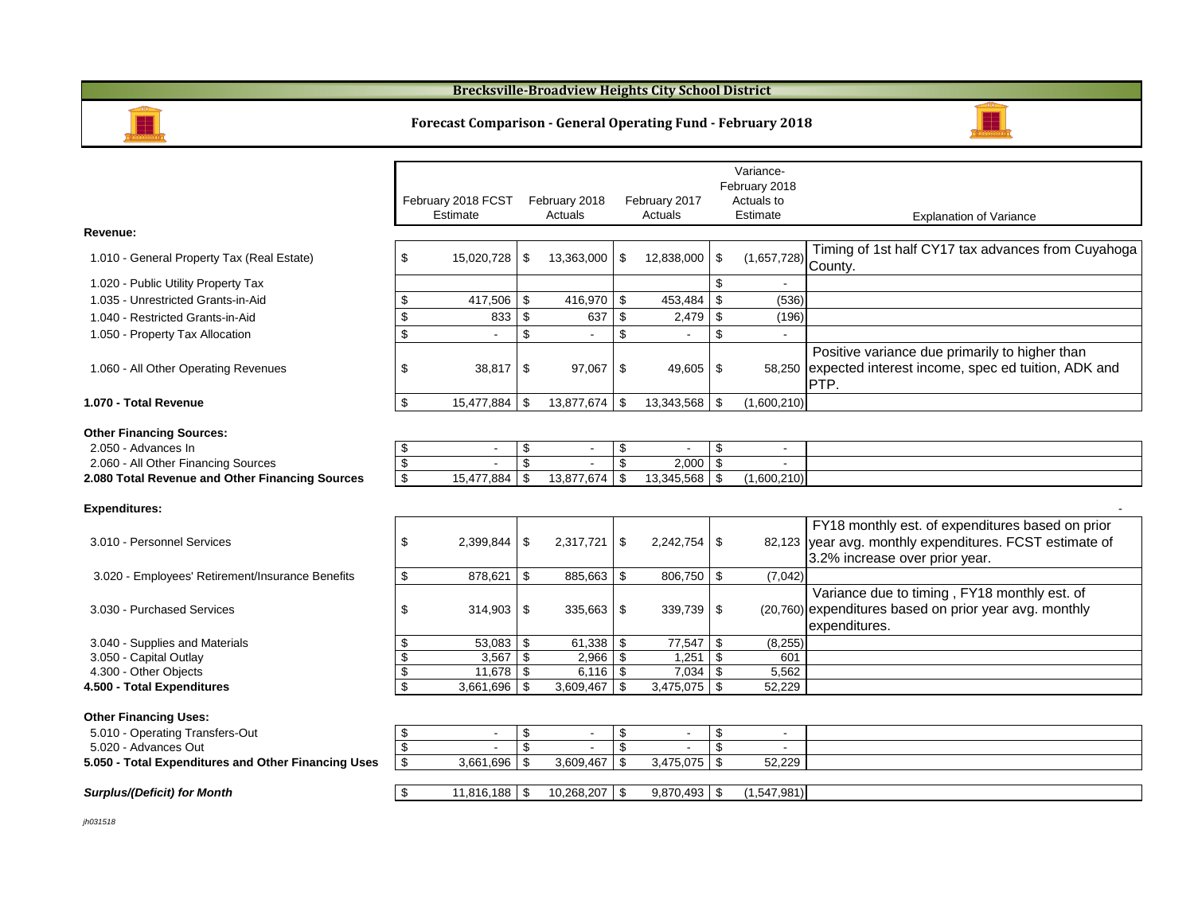# Brecksville-Broadview Heights City School District

## Forecast Comparison - General Operating Fund - February 2018

| | February 2018 FCST Estimate | February 2018 Actuals | February 2017 Actuals | Variance- February 2018 Actuals to Estimate | Explanation of Variance |
|---|---|---|---|---|---|
| **Revenue:** | | | | | |
| 1.010 - General Property Tax (Real Estate) | $ 15,020,728 | $ 13,363,000 | $ 12,838,000 | $ (1,657,728) | Timing of 1st half CY17 tax advances from Cuyahoga County. |
| 1.020 - Public Utility Property Tax | | | | $ - | |
| 1.035 - Unrestricted Grants-in-Aid | $ 417,506 | $ 416,970 | $ 453,484 | $ (536) | |
| 1.040 - Restricted Grants-in-Aid | $ 833 | $ 637 | $ 2,479 | $ (196) | |
| 1.050 - Property Tax Allocation | $ - | $ - | $ - | $ - | |
| 1.060 - All Other Operating Revenues | $ 38,817 | $ 97,067 | $ 49,605 | $ 58,250 | Positive variance due primarily to higher than expected interest income, spec ed tuition, ADK and PTP. |
| **1.070 - Total Revenue** | $ 15,477,884 | $ 13,877,674 | $ 13,343,568 | $ (1,600,210) | |
| **Other Financing Sources:** | | | | | |
| 2.050 - Advances In | $ - | $ - | $ - | $ - | |
| 2.060 - All Other Financing Sources | $ - | $ - | $ 2,000 | $ - | |
| **2.080 Total Revenue and Other Financing Sources** | $ 15,477,884 | $ 13,877,674 | $ 13,345,568 | $ (1,600,210) | |
| **Expenditures:** | | | | | - |
| 3.010 - Personnel Services | $ 2,399,844 | $ 2,317,721 | $ 2,242,754 | $ 82,123 | FY18 monthly est. of expenditures based on prior year avg. monthly expenditures. FCST estimate of 3.2% increase over prior year. |
| 3.020 - Employees' Retirement/Insurance Benefits | $ 878,621 | $ 885,663 | $ 806,750 | $ (7,042) | |
| 3.030 - Purchased Services | $ 314,903 | $ 335,663 | $ 339,739 | $ (20,760) | Variance due to timing , FY18 monthly est. of expenditures based on prior year avg. monthly expenditures. |
| 3.040 - Supplies and Materials | $ 53,083 | $ 61,338 | $ 77,547 | $ (8,255) | |
| 3.050 - Capital Outlay | $ 3,567 | $ 2,966 | $ 1,251 | $ 601 | |
| 4.300 - Other Objects | $ 11,678 | $ 6,116 | $ 7,034 | $ 5,562 | |
| **4.500 - Total Expenditures** | $ 3,661,696 | $ 3,609,467 | $ 3,475,075 | $ 52,229 | |
| **Other Financing Uses:** | | | | | |
| 5.010 - Operating Transfers-Out | $ - | $ - | $ - | $ - | |
| 5.020 - Advances Out | $ - | $ - | $ - | $ - | |
| **5.050 - Total Expenditures and Other Financing Uses** | $ 3,661,696 | $ 3,609,467 | $ 3,475,075 | $ 52,229 | |
| ***Surplus/(Deficit) for Month*** | $ 11,816,188 | $ 10,268,207 | $ 9,870,493 | $ (1,547,981) | |

*jh031518*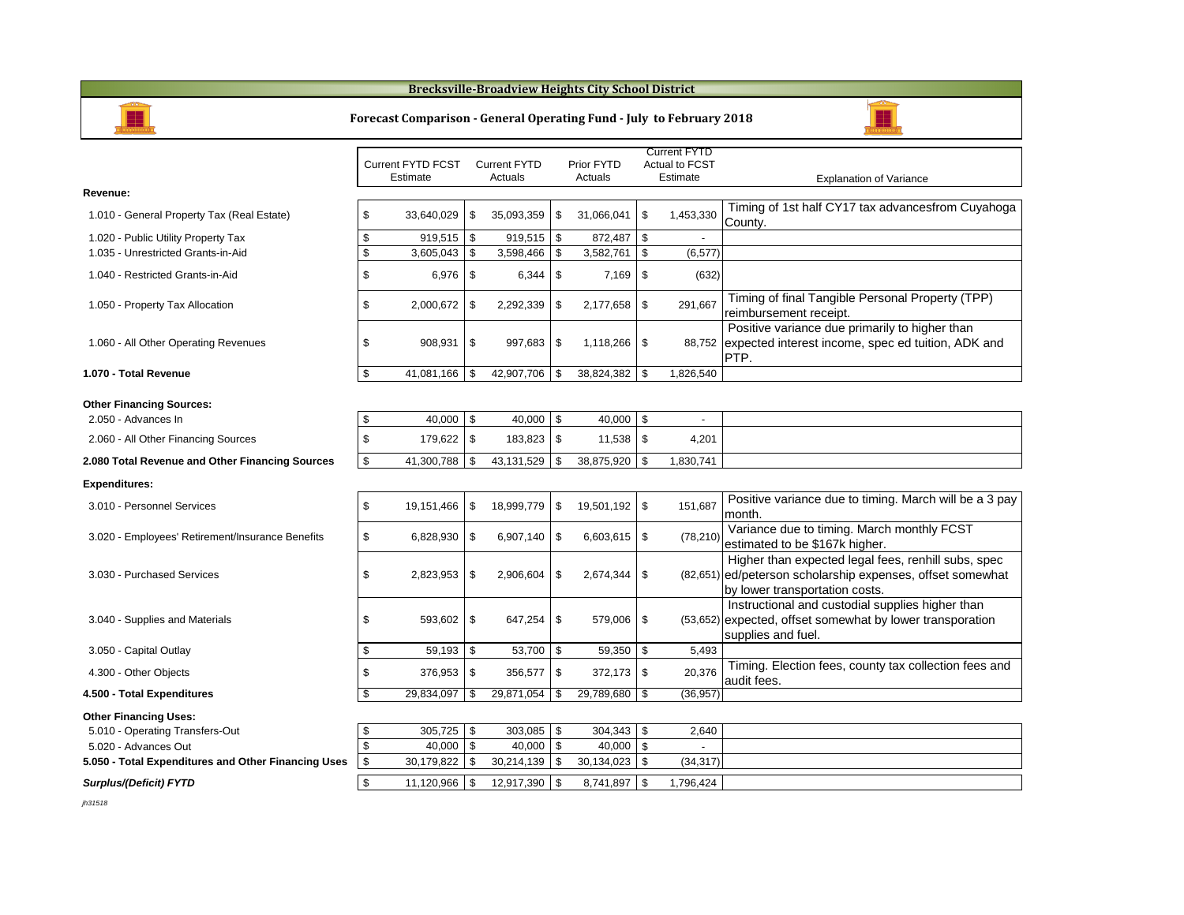# Brecksville-Broadview Heights City School District

## Forecast Comparison - General Operating Fund - July to February 2018

| | Current FYTD FCST Estimate | Current FYTD Actuals | Prior FYTD Actuals | Current FYTD Actual to FCST Estimate | Explanation of Variance |
|---|---|---|---|---|---|
| **Revenue:** | | | | | |
| 1.010 - General Property Tax (Real Estate) | $ 33,640,029 | $ 35,093,359 | $ 31,066,041 | $ 1,453,330 | Timing of 1st half CY17 tax advancesfrom Cuyahoga County. |
| 1.020 - Public Utility Property Tax | $ 919,515 | $ 919,515 | $ 872,487 | $ - | |
| 1.035 - Unrestricted Grants-in-Aid | $ 3,605,043 | $ 3,598,466 | $ 3,582,761 | $ (6,577) | |
| 1.040 - Restricted Grants-in-Aid | $ 6,976 | $ 6,344 | $ 7,169 | $ (632) | |
| 1.050 - Property Tax Allocation | $ 2,000,672 | $ 2,292,339 | $ 2,177,658 | $ 291,667 | Timing of final Tangible Personal Property (TPP) reimbursement receipt. |
| 1.060 - All Other Operating Revenues | $ 908,931 | $ 997,683 | $ 1,118,266 | $ 88,752 | Positive variance due primarily to higher than expected interest income, spec ed tuition, ADK and PTP. |
| **1.070 - Total Revenue** | $ 41,081,166 | $ 42,907,706 | $ 38,824,382 | $ 1,826,540 | |
| **Other Financing Sources:** | | | | | |
| 2.050 - Advances In | $ 40,000 | $ 40,000 | $ 40,000 | $ - | |
| 2.060 - All Other Financing Sources | $ 179,622 | $ 183,823 | $ 11,538 | $ 4,201 | |
| **2.080 Total Revenue and Other Financing Sources** | $ 41,300,788 | $ 43,131,529 | $ 38,875,920 | $ 1,830,741 | |
| **Expenditures:** | | | | | |
| 3.010 - Personnel Services | $ 19,151,466 | $ 18,999,779 | $ 19,501,192 | $ 151,687 | Positive variance due to timing. March will be a 3 pay month. |
| 3.020 - Employees' Retirement/Insurance Benefits | $ 6,828,930 | $ 6,907,140 | $ 6,603,615 | $ (78,210) | Variance due to timing. March monthly FCST estimated to be $167k higher. |
| 3.030 - Purchased Services | $ 2,823,953 | $ 2,906,604 | $ 2,674,344 | $ (82,651) | Higher than expected legal fees, renhill subs, spec ed/peterson scholarship expenses, offset somewhat by lower transportation costs. |
| 3.040 - Supplies and Materials | $ 593,602 | $ 647,254 | $ 579,006 | $ (53,652) | Instructional and custodial supplies higher than expected, offset somewhat by lower transporation supplies and fuel. |
| 3.050 - Capital Outlay | $ 59,193 | $ 53,700 | $ 59,350 | $ 5,493 | |
| 4.300 - Other Objects | $ 376,953 | $ 356,577 | $ 372,173 | $ 20,376 | Timing. Election fees, county tax collection fees and audit fees. |
| **4.500 - Total Expenditures** | $ 29,834,097 | $ 29,871,054 | $ 29,789,680 | $ (36,957) | |
| **Other Financing Uses:** | | | | | |
| 5.010 - Operating Transfers-Out | $ 305,725 | $ 303,085 | $ 304,343 | $ 2,640 | |
| 5.020 - Advances Out | $ 40,000 | $ 40,000 | $ 40,000 | $ - | |
| **5.050 - Total Expenditures and Other Financing Uses** | $ 30,179,822 | $ 30,214,139 | $ 30,134,023 | $ (34,317) | |
| ***Surplus/(Deficit) FYTD*** | $ 11,120,966 | $ 12,917,390 | $ 8,741,897 | $ 1,796,424 | |

*jh31518*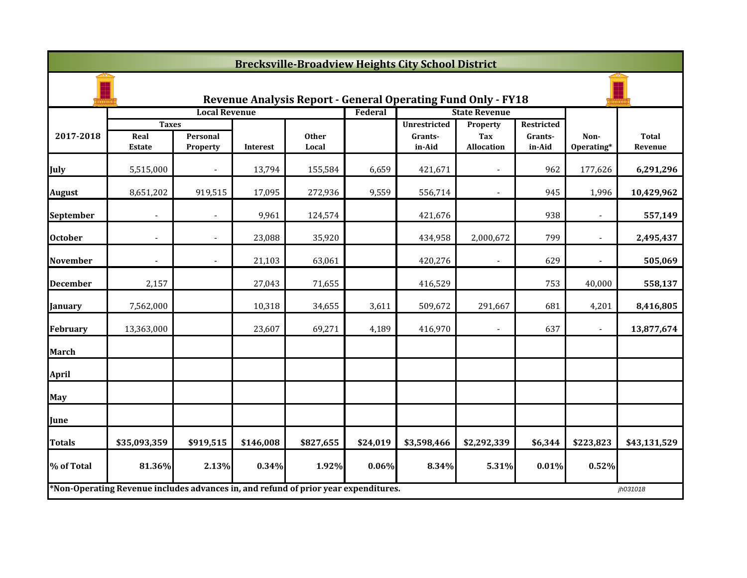# Brecksville-Broadview Heights City School District

## Revenue Analysis Report - General Operating Fund Only - FY18

| 2017-2018 | Local Revenue | | | | Federal | State Revenue | | | | |
|---|---|---|---|---|---|---|---|---|---|---|
| | Taxes | | | | | | | | | |
| | Real Estate | Personal Property | Interest | Other Local | | Unrestricted Grants-in-Aid | Property Tax Allocation | Restricted Grants-in-Aid | Non-Operating* | Total Revenue |
| July | 5,515,000 | - | 13,794 | 155,584 | 6,659 | 421,671 | - | 962 | 177,626 | 6,291,296 |
| August | 8,651,202 | 919,515 | 17,095 | 272,936 | 9,559 | 556,714 | - | 945 | 1,996 | 10,429,962 |
| September | - | - | 9,961 | 124,574 | | 421,676 | | 938 | - | 557,149 |
| October | - | - | 23,088 | 35,920 | | 434,958 | 2,000,672 | 799 | - | 2,495,437 |
| November | - | - | 21,103 | 63,061 | | 420,276 | - | 629 | - | 505,069 |
| December | 2,157 | | 27,043 | 71,655 | | 416,529 | | 753 | 40,000 | 558,137 |
| January | 7,562,000 | | 10,318 | 34,655 | 3,611 | 509,672 | 291,667 | 681 | 4,201 | 8,416,805 |
| February | 13,363,000 | | 23,607 | 69,271 | 4,189 | 416,970 | - | 637 | - | 13,877,674 |
| March | | | | | | | | | | |
| April | | | | | | | | | | |
| May | | | | | | | | | | |
| June | | | | | | | | | | |
| Totals | $35,093,359 | $919,515 | $146,008 | $827,655 | $24,019 | $3,598,466 | $2,292,339 | $6,344 | $223,823 | $43,131,529 |
| % of Total | 81.36% | 2.13% | 0.34% | 1.92% | 0.06% | 8.34% | 5.31% | 0.01% | 0.52% | |

*Non-Operating Revenue includes advances in, and refund of prior year expenditures.

jh031018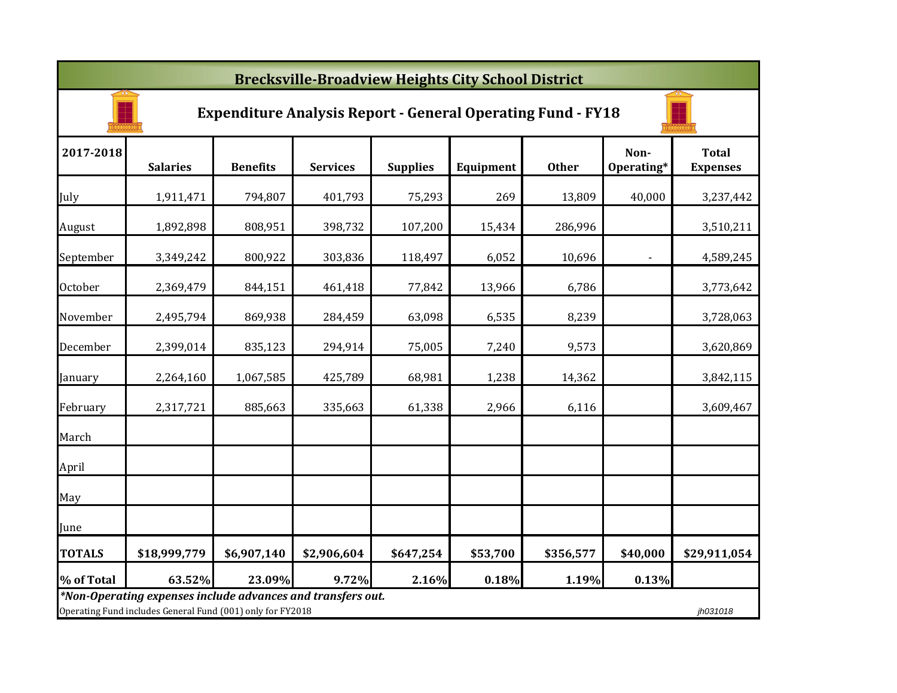# Brecksville-Broadview Heights City School District

## Expenditure Analysis Report - General Operating Fund - FY18

| 2017-2018 | Salaries | Benefits | Services | Supplies | Equipment | Other | Non-Operating* | Total Expenses |
|---|---|---|---|---|---|---|---|---|
| July | 1,911,471 | 794,807 | 401,793 | 75,293 | 269 | 13,809 | 40,000 | 3,237,442 |
| August | 1,892,898 | 808,951 | 398,732 | 107,200 | 15,434 | 286,996 | | 3,510,211 |
| September | 3,349,242 | 800,922 | 303,836 | 118,497 | 6,052 | 10,696 | - | 4,589,245 |
| October | 2,369,479 | 844,151 | 461,418 | 77,842 | 13,966 | 6,786 | | 3,773,642 |
| November | 2,495,794 | 869,938 | 284,459 | 63,098 | 6,535 | 8,239 | | 3,728,063 |
| December | 2,399,014 | 835,123 | 294,914 | 75,005 | 7,240 | 9,573 | | 3,620,869 |
| January | 2,264,160 | 1,067,585 | 425,789 | 68,981 | 1,238 | 14,362 | | 3,842,115 |
| February | 2,317,721 | 885,663 | 335,663 | 61,338 | 2,966 | 6,116 | | 3,609,467 |
| March | | | | | | | | |
| April | | | | | | | | |
| May | | | | | | | | |
| June | | | | | | | | |
| **TOTALS** | **$18,999,779** | **$6,907,140** | **$2,906,604** | **$647,254** | **$53,700** | **$356,577** | **$40,000** | **$29,911,054** |
| **% of Total** | **63.52%** | **23.09%** | **9.72%** | **2.16%** | **0.18%** | **1.19%** | **0.13%** | |

***Non-Operating expenses include advances and transfers out.***

Operating Fund includes General Fund (001) only for FY2018

*jh031018*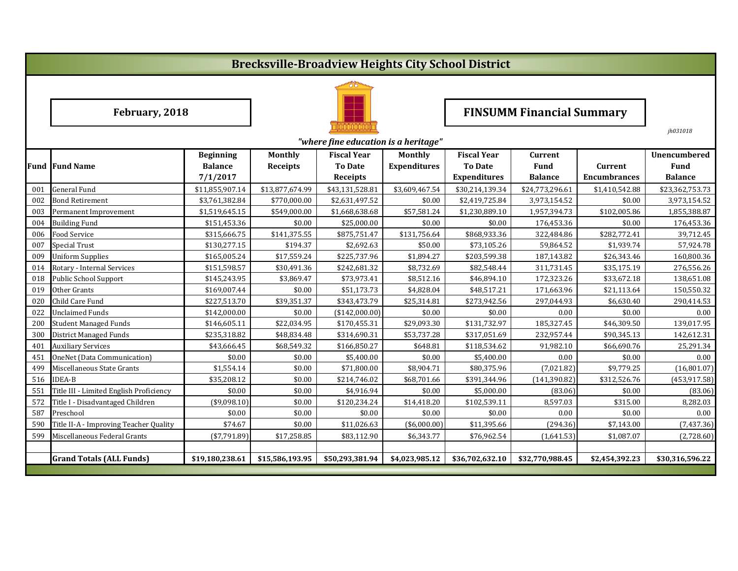# Brecksville-Broadview Heights City School District

**February, 2018**

**FINSUMM Financial Summary**

*jh031018*

*"where fine education is a heritage"*

| Fund | Fund Name | Beginning Balance 7/1/2017 | Monthly Receipts | Fiscal Year To Date Receipts | Monthly Expenditures | Fiscal Year To Date Expenditures | Current Fund Balance | Current Encumbrances | Unencumbered Fund Balance |
|---|---|---|---|---|---|---|---|---|---|
| 001 | General Fund | $11,855,907.14 | $13,877,674.99 | $43,131,528.81 | $3,609,467.54 | $30,214,139.34 | $24,773,296.61 | $1,410,542.88 | $23,362,753.73 |
| 002 | Bond Retirement | $3,761,382.84 | $770,000.00 | $2,631,497.52 | $0.00 | $2,419,725.84 | 3,973,154.52 | $0.00 | 3,973,154.52 |
| 003 | Permanent Improvement | $1,519,645.15 | $549,000.00 | $1,668,638.68 | $57,581.24 | $1,230,889.10 | 1,957,394.73 | $102,005.86 | 1,855,388.87 |
| 004 | Building Fund | $151,453.36 | $0.00 | $25,000.00 | $0.00 | $0.00 | 176,453.36 | $0.00 | 176,453.36 |
| 006 | Food Service | $315,666.75 | $141,375.55 | $875,751.47 | $131,756.64 | $868,933.36 | 322,484.86 | $282,772.41 | 39,712.45 |
| 007 | Special Trust | $130,277.15 | $194.37 | $2,692.63 | $50.00 | $73,105.26 | 59,864.52 | $1,939.74 | 57,924.78 |
| 009 | Uniform Supplies | $165,005.24 | $17,559.24 | $225,737.96 | $1,894.27 | $203,599.38 | 187,143.82 | $26,343.46 | 160,800.36 |
| 014 | Rotary - Internal Services | $151,598.57 | $30,491.36 | $242,681.32 | $8,732.69 | $82,548.44 | 311,731.45 | $35,175.19 | 276,556.26 |
| 018 | Public School Support | $145,243.95 | $3,869.47 | $73,973.41 | $8,512.16 | $46,894.10 | 172,323.26 | $33,672.18 | 138,651.08 |
| 019 | Other Grants | $169,007.44 | $0.00 | $51,173.73 | $4,828.04 | $48,517.21 | 171,663.96 | $21,113.64 | 150,550.32 |
| 020 | Child Care Fund | $227,513.70 | $39,351.37 | $343,473.79 | $25,314.81 | $273,942.56 | 297,044.93 | $6,630.40 | 290,414.53 |
| 022 | Unclaimed Funds | $142,000.00 | $0.00 | ($142,000.00) | $0.00 | $0.00 | 0.00 | $0.00 | 0.00 |
| 200 | Student Managed Funds | $146,605.11 | $22,034.95 | $170,455.31 | $29,093.30 | $131,732.97 | 185,327.45 | $46,309.50 | 139,017.95 |
| 300 | District Managed Funds | $235,318.82 | $48,834.48 | $314,690.31 | $53,737.28 | $317,051.69 | 232,957.44 | $90,345.13 | 142,612.31 |
| 401 | Auxiliary Services | $43,666.45 | $68,549.32 | $166,850.27 | $648.81 | $118,534.62 | 91,982.10 | $66,690.76 | 25,291.34 |
| 451 | OneNet (Data Communication) | $0.00 | $0.00 | $5,400.00 | $0.00 | $5,400.00 | 0.00 | $0.00 | 0.00 |
| 499 | Miscellaneous State Grants | $1,554.14 | $0.00 | $71,800.00 | $8,904.71 | $80,375.96 | (7,021.82) | $9,779.25 | (16,801.07) |
| 516 | IDEA-B | $35,208.12 | $0.00 | $214,746.02 | $68,701.66 | $391,344.96 | (141,390.82) | $312,526.76 | (453,917.58) |
| 551 | Title III - Limited English Proficiency | $0.00 | $0.00 | $4,916.94 | $0.00 | $5,000.00 | (83.06) | $0.00 | (83.06) |
| 572 | Title I - Disadvantaged Children | ($9,098.10) | $0.00 | $120,234.24 | $14,418.20 | $102,539.11 | 8,597.03 | $315.00 | 8,282.03 |
| 587 | Preschool | $0.00 | $0.00 | $0.00 | $0.00 | $0.00 | 0.00 | $0.00 | 0.00 |
| 590 | Title II-A - Improving Teacher Quality | $74.67 | $0.00 | $11,026.63 | ($6,000.00) | $11,395.66 | (294.36) | $7,143.00 | (7,437.36) |
| 599 | Miscellaneous Federal Grants | ($7,791.89) | $17,258.85 | $83,112.90 | $6,343.77 | $76,962.54 | (1,641.53) | $1,087.07 | (2,728.60) |
| | | | | | | | | | |
| | **Grand Totals (ALL Funds)** | **$19,180,238.61** | **$15,586,193.95** | **$50,293,381.94** | **$4,023,985.12** | **$36,702,632.10** | **$32,770,988.45** | **$2,454,392.23** | **$30,316,596.22** |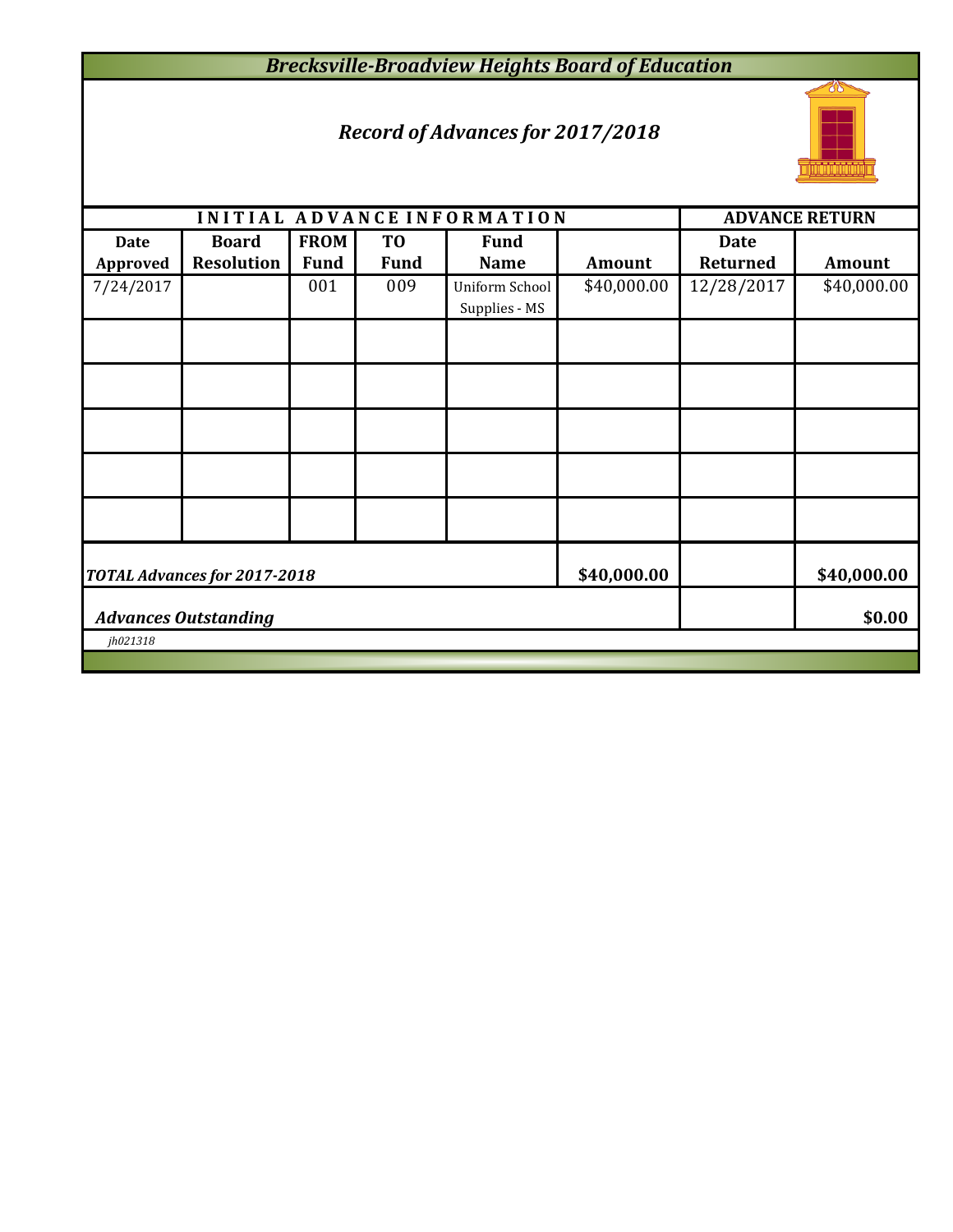# *Brecksville-Broadview Heights Board of Education*

## *Record of Advances for 2017/2018*

| INITIAL ADVANCE INFORMATION | | | | | | ADVANCE RETURN | |
|---|---|---|---|---|---|---|---|
| Date Approved | Board Resolution | FROM Fund | TO Fund | Fund Name | Amount | Date Returned | Amount |
| 7/24/2017 | | 001 | 009 | Uniform School Supplies - MS | $40,000.00 | 12/28/2017 | $40,000.00 |
| | | | | | | | |
| | | | | | | | |
| | | | | | | | |
| | | | | | | | |
| | | | | | | | |
| *TOTAL Advances for 2017-2018* | | | | | $40,000.00 | | $40,000.00 |
| *Advances Outstanding* | | | | | | | $0.00 |

*jh021318*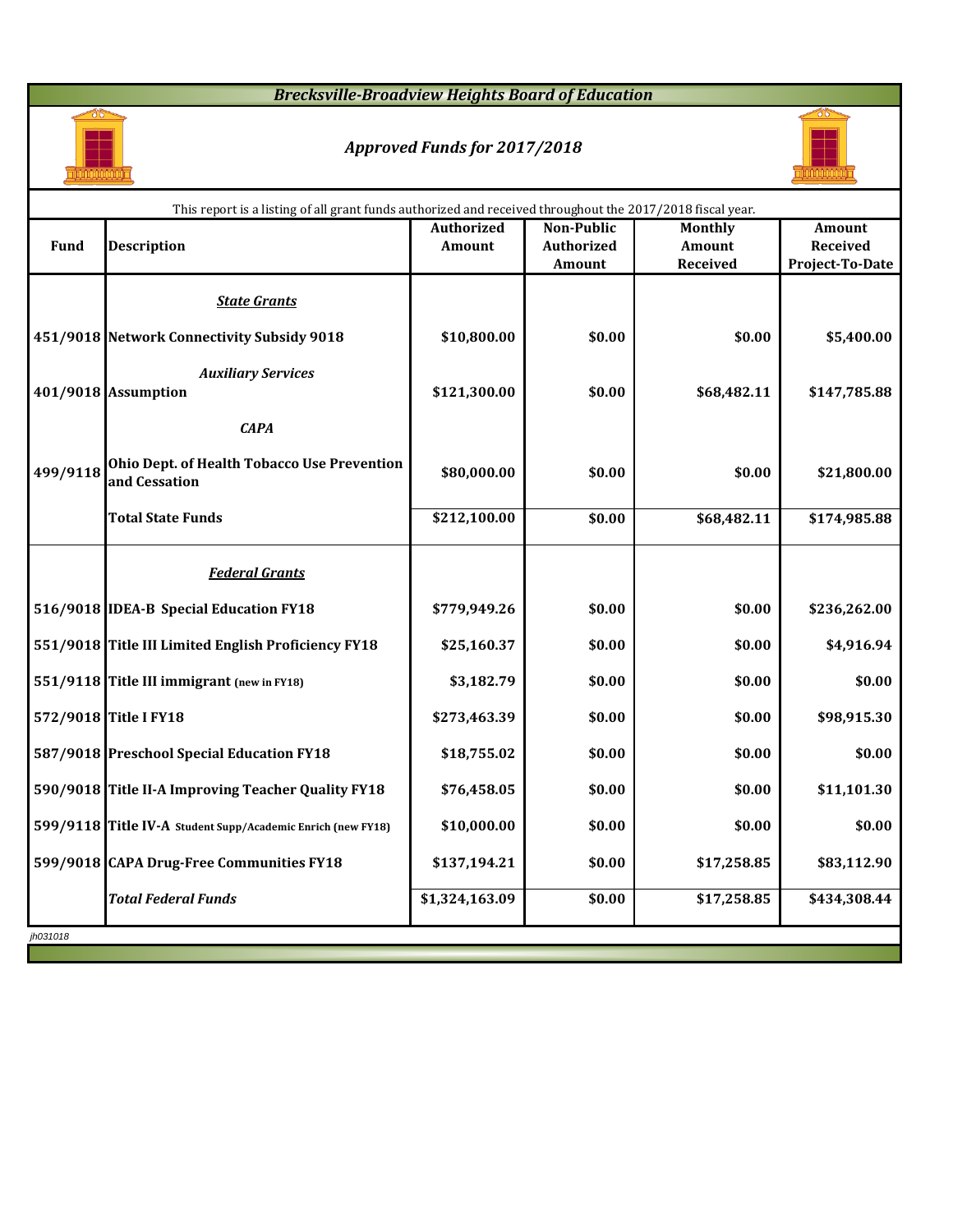# *Brecksville-Broadview Heights Board of Education*

## *Approved Funds for 2017/2018*

This report is a listing of all grant funds authorized and received throughout the 2017/2018 fiscal year.

| Fund | Description | Authorized Amount | Non-Public Authorized Amount | Monthly Amount Received | Amount Received Project-To-Date |
|---|---|---|---|---|---|
| | ***State Grants*** | | | | |
| 451/9018 | **Network Connectivity Subsidy 9018** | **$10,800.00** | **$0.00** | **$0.00** | **$5,400.00** |
| | ***Auxiliary Services*** | | | | |
| 401/9018 | **Assumption** | **$121,300.00** | **$0.00** | **$68,482.11** | **$147,785.88** |
| | ***CAPA*** | | | | |
| 499/9118 | **Ohio Dept. of Health Tobacco Use Prevention and Cessation** | **$80,000.00** | **$0.00** | **$0.00** | **$21,800.00** |
| | **Total State Funds** | **$212,100.00** | **$0.00** | **$68,482.11** | **$174,985.88** |
| | ***Federal Grants*** | | | | |
| 516/9018 | **IDEA-B Special Education FY18** | **$779,949.26** | **$0.00** | **$0.00** | **$236,262.00** |
| 551/9018 | **Title III Limited English Proficiency FY18** | **$25,160.37** | **$0.00** | **$0.00** | **$4,916.94** |
| 551/9118 | **Title III immigrant** (new in FY18) | **$3,182.79** | **$0.00** | **$0.00** | **$0.00** |
| 572/9018 | **Title I FY18** | **$273,463.39** | **$0.00** | **$0.00** | **$98,915.30** |
| 587/9018 | **Preschool Special Education FY18** | **$18,755.02** | **$0.00** | **$0.00** | **$0.00** |
| 590/9018 | **Title II-A Improving Teacher Quality FY18** | **$76,458.05** | **$0.00** | **$0.00** | **$11,101.30** |
| 599/9118 | **Title IV-A** Student Supp/Academic Enrich (new FY18) | **$10,000.00** | **$0.00** | **$0.00** | **$0.00** |
| 599/9018 | **CAPA Drug-Free Communities FY18** | **$137,194.21** | **$0.00** | **$17,258.85** | **$83,112.90** |
| | ***Total Federal Funds*** | **$1,324,163.09** | **$0.00** | **$17,258.85** | **$434,308.44** |

*jh031018*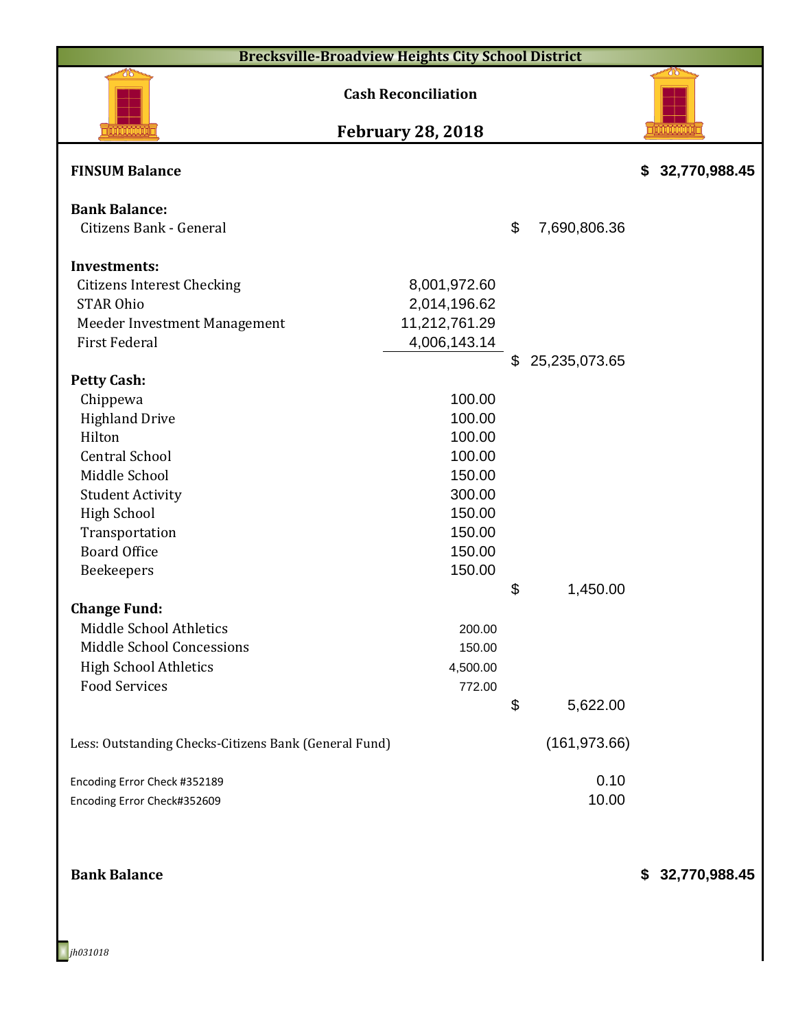# Brecksville-Broadview Heights City School District

## Cash Reconciliation

## February 28, 2018

| | | | |
|---|---|---|---|
| **FINSUM Balance** | | | **$ 32,770,988.45** |
| | | | |
| **Bank Balance:** | | | |
| Citizens Bank - General | | $ 7,690,806.36 | |
| | | | |
| **Investments:** | | | |
| Citizens Interest Checking | 8,001,972.60 | | |
| STAR Ohio | 2,014,196.62 | | |
| Meeder Investment Management | 11,212,761.29 | | |
| First Federal | 4,006,143.14 | | |
| | | $ 25,235,073.65 | |
| **Petty Cash:** | | | |
| Chippewa | 100.00 | | |
| Highland Drive | 100.00 | | |
| Hilton | 100.00 | | |
| Central School | 100.00 | | |
| Middle School | 150.00 | | |
| Student Activity | 300.00 | | |
| High School | 150.00 | | |
| Transportation | 150.00 | | |
| Board Office | 150.00 | | |
| Beekeepers | 150.00 | | |
| | | $ 1,450.00 | |
| **Change Fund:** | | | |
| Middle School Athletics | 200.00 | | |
| Middle School Concessions | 150.00 | | |
| High School Athletics | 4,500.00 | | |
| Food Services | 772.00 | | |
| | | $ 5,622.00 | |
| | | | |
| Less: Outstanding Checks-Citizens Bank (General Fund) | | (161,973.66) | |
| | | | |
| Encoding Error Check #352189 | | 0.10 | |
| Encoding Error Check#352609 | | 10.00 | |
| | | | |
| **Bank Balance** | | | **$ 32,770,988.45** |

*jh031018*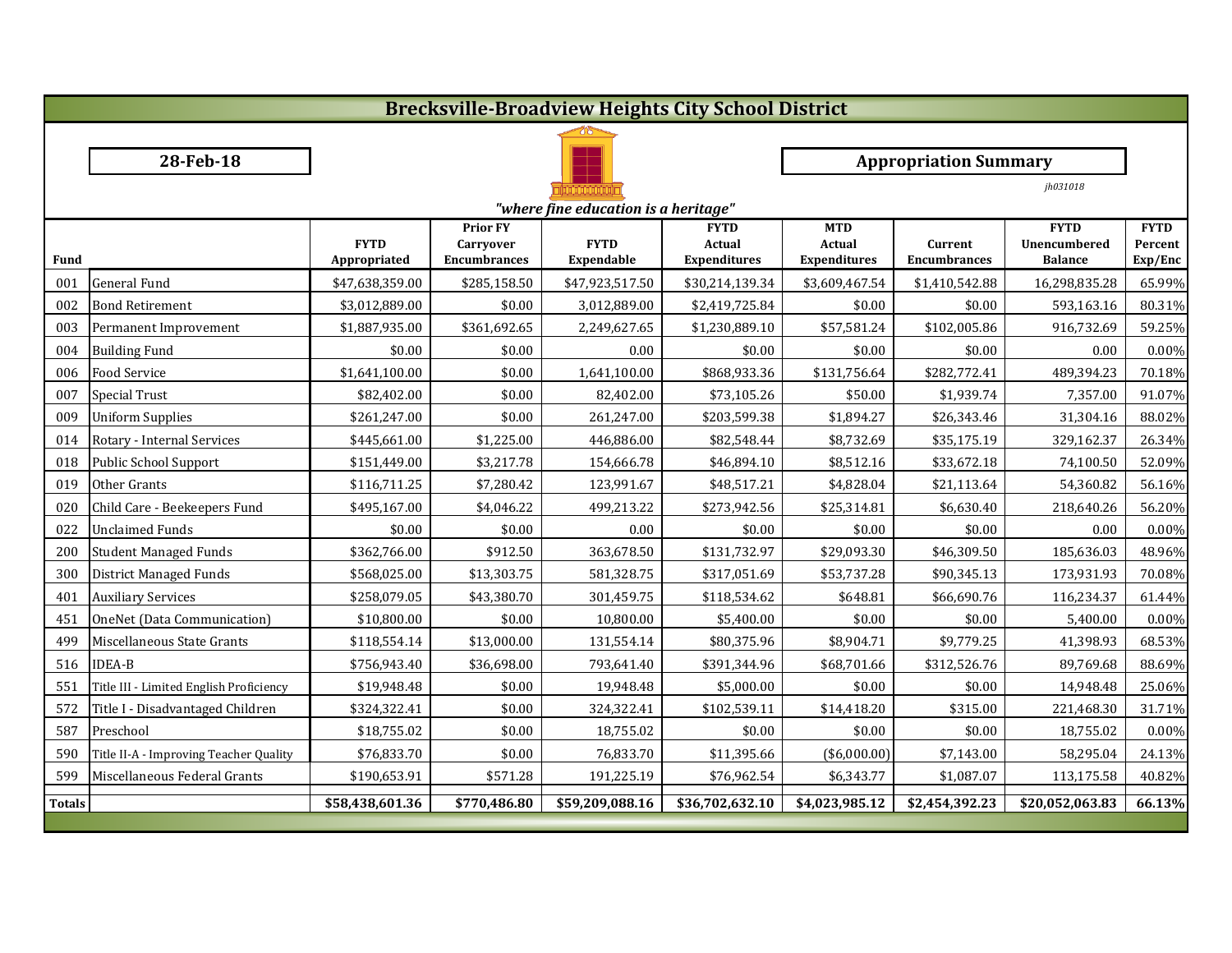# Brecksville-Broadview Heights City School District

**28-Feb-18**

*"where fine education is a heritage"*

**Appropriation Summary**

*jh031018*

| Fund | | FYTD Appropriated | Prior FY Carryover Encumbrances | FYTD Expendable | FYTD Actual Expenditures | MTD Actual Expenditures | Current Encumbrances | FYTD Unencumbered Balance | FYTD Percent Exp/Enc |
|---|---|---|---|---|---|---|---|---|---|
| 001 | General Fund | $47,638,359.00 | $285,158.50 | $47,923,517.50 | $30,214,139.34 | $3,609,467.54 | $1,410,542.88 | 16,298,835.28 | 65.99% |
| 002 | Bond Retirement | $3,012,889.00 | $0.00 | 3,012,889.00 | $2,419,725.84 | $0.00 | $0.00 | 593,163.16 | 80.31% |
| 003 | Permanent Improvement | $1,887,935.00 | $361,692.65 | 2,249,627.65 | $1,230,889.10 | $57,581.24 | $102,005.86 | 916,732.69 | 59.25% |
| 004 | Building Fund | $0.00 | $0.00 | 0.00 | $0.00 | $0.00 | $0.00 | 0.00 | 0.00% |
| 006 | Food Service | $1,641,100.00 | $0.00 | 1,641,100.00 | $868,933.36 | $131,756.64 | $282,772.41 | 489,394.23 | 70.18% |
| 007 | Special Trust | $82,402.00 | $0.00 | 82,402.00 | $73,105.26 | $50.00 | $1,939.74 | 7,357.00 | 91.07% |
| 009 | Uniform Supplies | $261,247.00 | $0.00 | 261,247.00 | $203,599.38 | $1,894.27 | $26,343.46 | 31,304.16 | 88.02% |
| 014 | Rotary - Internal Services | $445,661.00 | $1,225.00 | 446,886.00 | $82,548.44 | $8,732.69 | $35,175.19 | 329,162.37 | 26.34% |
| 018 | Public School Support | $151,449.00 | $3,217.78 | 154,666.78 | $46,894.10 | $8,512.16 | $33,672.18 | 74,100.50 | 52.09% |
| 019 | Other Grants | $116,711.25 | $7,280.42 | 123,991.67 | $48,517.21 | $4,828.04 | $21,113.64 | 54,360.82 | 56.16% |
| 020 | Child Care - Beekeepers Fund | $495,167.00 | $4,046.22 | 499,213.22 | $273,942.56 | $25,314.81 | $6,630.40 | 218,640.26 | 56.20% |
| 022 | Unclaimed Funds | $0.00 | $0.00 | 0.00 | $0.00 | $0.00 | $0.00 | 0.00 | 0.00% |
| 200 | Student Managed Funds | $362,766.00 | $912.50 | 363,678.50 | $131,732.97 | $29,093.30 | $46,309.50 | 185,636.03 | 48.96% |
| 300 | District Managed Funds | $568,025.00 | $13,303.75 | 581,328.75 | $317,051.69 | $53,737.28 | $90,345.13 | 173,931.93 | 70.08% |
| 401 | Auxiliary Services | $258,079.05 | $43,380.70 | 301,459.75 | $118,534.62 | $648.81 | $66,690.76 | 116,234.37 | 61.44% |
| 451 | OneNet (Data Communication) | $10,800.00 | $0.00 | 10,800.00 | $5,400.00 | $0.00 | $0.00 | 5,400.00 | 0.00% |
| 499 | Miscellaneous State Grants | $118,554.14 | $13,000.00 | 131,554.14 | $80,375.96 | $8,904.71 | $9,779.25 | 41,398.93 | 68.53% |
| 516 | IDEA-B | $756,943.40 | $36,698.00 | 793,641.40 | $391,344.96 | $68,701.66 | $312,526.76 | 89,769.68 | 88.69% |
| 551 | Title III - Limited English Proficiency | $19,948.48 | $0.00 | 19,948.48 | $5,000.00 | $0.00 | $0.00 | 14,948.48 | 25.06% |
| 572 | Title I - Disadvantaged Children | $324,322.41 | $0.00 | 324,322.41 | $102,539.11 | $14,418.20 | $315.00 | 221,468.30 | 31.71% |
| 587 | Preschool | $18,755.02 | $0.00 | 18,755.02 | $0.00 | $0.00 | $0.00 | 18,755.02 | 0.00% |
| 590 | Title II-A - Improving Teacher Quality | $76,833.70 | $0.00 | 76,833.70 | $11,395.66 | ($6,000.00) | $7,143.00 | 58,295.04 | 24.13% |
| 599 | Miscellaneous Federal Grants | $190,653.91 | $571.28 | 191,225.19 | $76,962.54 | $6,343.77 | $1,087.07 | 113,175.58 | 40.82% |
| **Totals** | | **$58,438,601.36** | **$770,486.80** | **$59,209,088.16** | **$36,702,632.10** | **$4,023,985.12** | **$2,454,392.23** | **$20,052,063.83** | **66.13%** |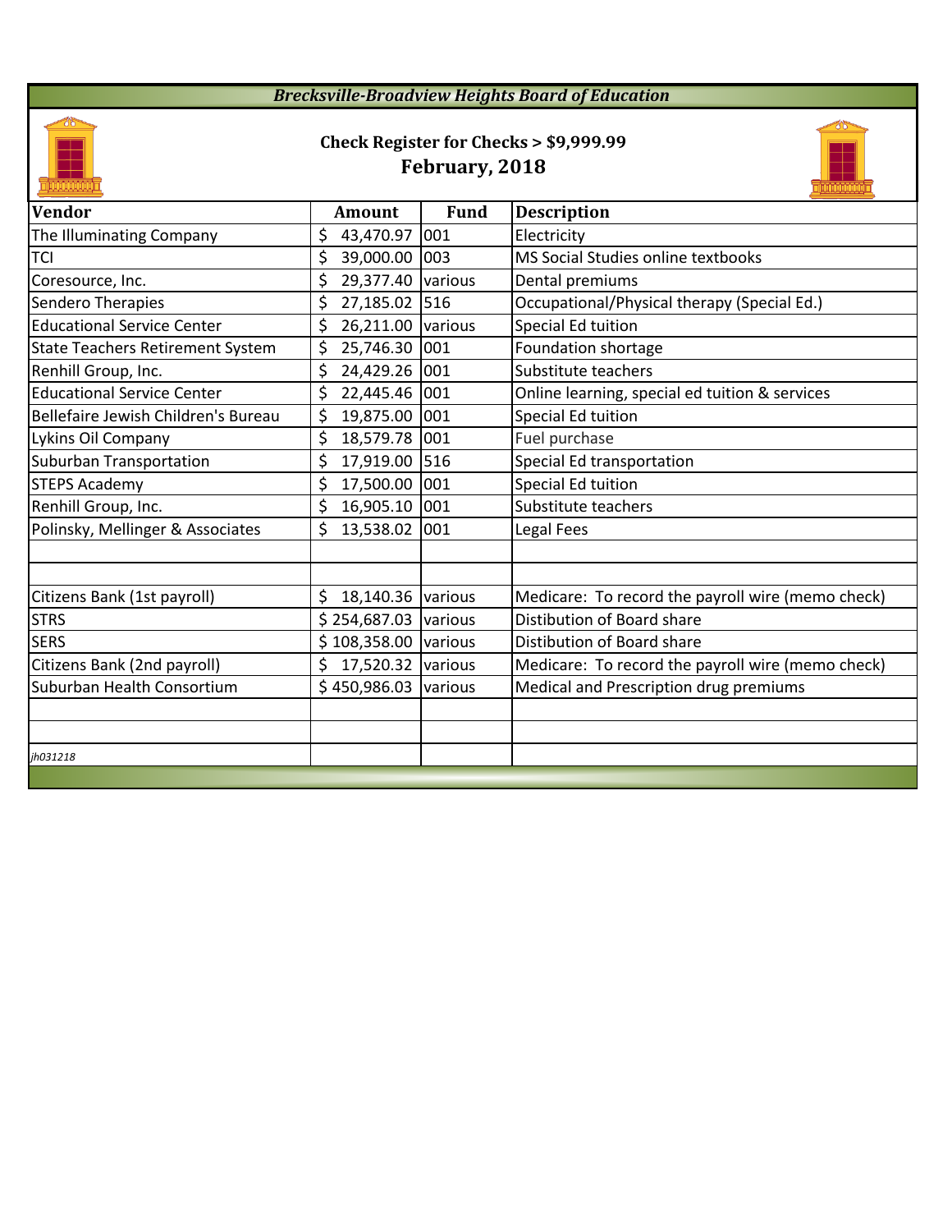*Brecksville-Broadview Heights Board of Education*

**Check Register for Checks > $9,999.99**

**February, 2018**

| Vendor | Amount | Fund | Description |
|---|---|---|---|
| The Illuminating Company | $ 43,470.97 | 001 | Electricity |
| TCI | $ 39,000.00 | 003 | MS Social Studies online textbooks |
| Coresource, Inc. | $ 29,377.40 | various | Dental premiums |
| Sendero Therapies | $ 27,185.02 | 516 | Occupational/Physical therapy (Special Ed.) |
| Educational Service Center | $ 26,211.00 | various | Special Ed tuition |
| State Teachers Retirement System | $ 25,746.30 | 001 | Foundation shortage |
| Renhill Group, Inc. | $ 24,429.26 | 001 | Substitute teachers |
| Educational Service Center | $ 22,445.46 | 001 | Online learning, special ed tuition & services |
| Bellefaire Jewish Children's Bureau | $ 19,875.00 | 001 | Special Ed tuition |
| Lykins Oil Company | $ 18,579.78 | 001 | Fuel purchase |
| Suburban Transportation | $ 17,919.00 | 516 | Special Ed transportation |
| STEPS Academy | $ 17,500.00 | 001 | Special Ed tuition |
| Renhill Group, Inc. | $ 16,905.10 | 001 | Substitute teachers |
| Polinsky, Mellinger & Associates | $ 13,538.02 | 001 | Legal Fees |
| | | | |
| | | | |
| Citizens Bank (1st payroll) | $ 18,140.36 | various | Medicare: To record the payroll wire (memo check) |
| STRS | $ 254,687.03 | various | Distibution of Board share |
| SERS | $ 108,358.00 | various | Distibution of Board share |
| Citizens Bank (2nd payroll) | $ 17,520.32 | various | Medicare: To record the payroll wire (memo check) |
| Suburban Health Consortium | $ 450,986.03 | various | Medical and Prescription drug premiums |
| | | | |
| | | | |
| *jh031218* | | | |